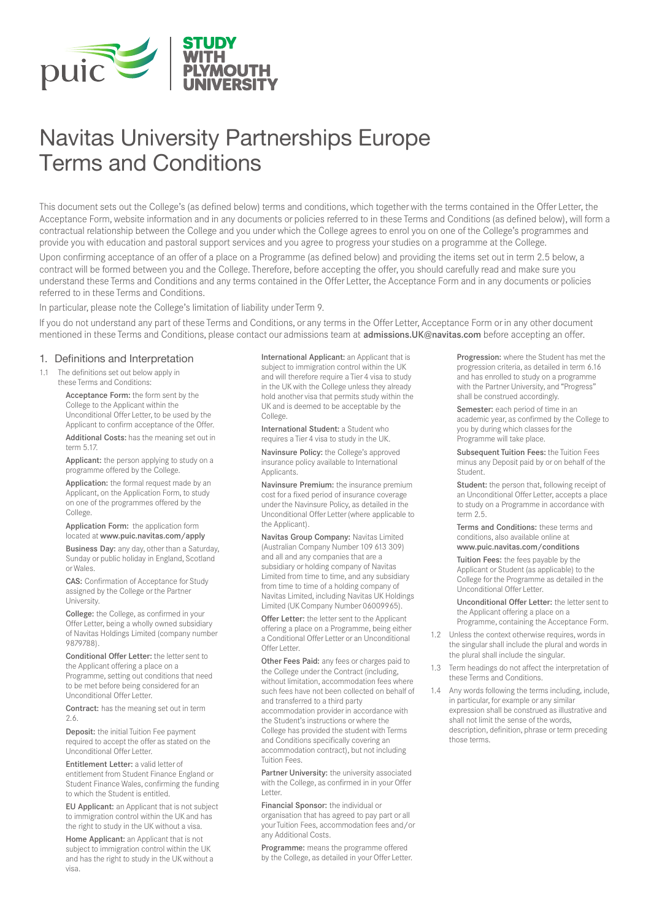# Navitas University Partnerships Europe Terms and Conditions

This document sets out the College's (as defined below) terms and conditions, which together with the terms contained in the Offer Letter, the Acceptance Form, website information and in any documents or policies referred to in these Terms and Conditions (as defined below), will form a contractual relationship between the College and you under which the College agrees to enrol you on one of the College's programmes and provide you with education and pastoral support services and you agree to progress your studies on a programme at the College.

Upon confirming acceptance of an offer of a place on a Programme (as defined below) and providing the items set out in term 2.5 below, a contract will be formed between you and the College. Therefore, before accepting the offer, you should carefully read and make sure you understand these Terms and Conditions and any terms contained in the Offer Letter, the Acceptance Form and in any documents or policies referred to in these Terms and Conditions.

In particular, please note the College's limitation of liability under Term 9.

If you do not understand any part of these Terms and Conditions, or any terms in the Offer Letter, Acceptance Form or in any other document mentioned in these Terms and Conditions, please contact our admissions team at **admissions.UK@navitas.com** before accepting an offer.

## 1. Definitions and Interpretation

1.1 The definitions set out below apply in these Terms and Conditions:

**Acceptance Form:** the form sent by the College to the Applicant within the Unconditional Offer Letter, to be used by the Applicant to confirm acceptance of the Offer.

**Additional Costs:** has the meaning set out in term 5.17.

**Applicant:** the person applying to study on a programme offered by the College.

**Application:** the formal request made by an Applicant, on the Application Form, to study on one of the programmes offered by the College.

**Application Form:** the application form located at **www.puic.navitas.com/apply**

**Business Day:** any day, other than a Saturday, Sunday or public holiday in England, Scotland or Wales.

**CAS:** Confirmation of Acceptance for Study assigned by the College or the Partner University.

**College:** the College, as confirmed in your Offer Letter, being a wholly owned subsidiary of Navitas Holdings Limited (company number 9879788).

**Conditional Offer Letter:** the letter sent to the Applicant offering a place on a Programme, setting out conditions that need to be met before being considered for an Unconditional Offer Letter.

**Contract:** has the meaning set out in term 2.6.

**Deposit:** the initial Tuition Fee payment required to accept the offer as stated on the Unconditional Offer Letter.

**Entitlement Letter:** a valid letter of entitlement from Student Finance England or Student Finance Wales, confirming the funding to which the Student is entitled.

**EU Applicant:** an Applicant that is not subject to immigration control within the UK and has the right to study in the UK without a visa.

**Home Applicant:** an Applicant that is not subject to immigration control within the UK and has the right to study in the UK without a visa.

**International Applicant:** an Applicant that is subject to immigration control within the UK and will therefore require a Tier 4 visa to study in the UK with the College unless they already hold another visa that permits study within the UK and is deemed to be acceptable by the College.

**International Student:** a Student who requires a Tier 4 visa to study in the UK.

**Navinsure Policy:** the College's approved insurance policy available to International Applicants.

**Navinsure Premium:** the insurance premium cost for a fixed period of insurance coverage under the Navinsure Policy, as detailed in the Unconditional Offer Letter (where applicable to the Applicant).

**Navitas Group Company:** Navitas Limited (Australian Company Number 109 613 309) and all and any companies that are a subsidiary or holding company of Navitas Limited from time to time, and any subsidiary from time to time of a holding company of Navitas Limited, including Navitas UK Holdings Limited (UK Company Number 06009965).

**Offer Letter:** the letter sent to the Applicant offering a place on a Programme, being either a Conditional Offer Letter or an Unconditional Offer Letter.

**Other Fees Paid:** any fees or charges paid to the College under the Contract (including, without limitation, accommodation fees where such fees have not been collected on behalf of and transferred to a third party accommodation provider in accordance with the Student's instructions or where the College has provided the student with Terms and Conditions specifically covering an accommodation contract), but not including Tuition Fees.

**Partner University:** the university associated with the College, as confirmed in in your Offer Letter.

**Financial Sponsor:** the individual or organisation that has agreed to pay part or all your Tuition Fees, accommodation fees and/or any Additional Costs.

**Programme:** means the programme offered by the College, as detailed in your Offer Letter.

**Progression:** where the Student has met the progression criteria, as detailed in term 6.16 and has enrolled to study on a programme with the Partner University, and "Progress" shall be construed accordingly.

**Semester:** each period of time in an academic year, as confirmed by the College to you by during which classes for the Programme will take place.

**Subsequent Tuition Fees:** the Tuition Fees minus any Deposit paid by or on behalf of the Student.

**Student:** the person that, following receipt of an Unconditional Offer Letter, accepts a place to study on a Programme in accordance with term 2.5.

**Terms and Conditions:** these terms and conditions, also available online at **www.puic.navitas.com/conditions**

**Tuition Fees:** the fees payable by the Applicant or Student (as applicable) to the College for the Programme as detailed in the Unconditional Offer Letter.

**Unconditional Offer Letter:** the letter sent to the Applicant offering a place on a Programme, containing the Acceptance Form.

1.2 Unless the context otherwise requires, words in the singular shall include the plural and words in the plural shall include the singular.

1.3 Term headings do not affect the interpretation of these Terms and Conditions.

1.4 Any words following the terms including, include, in particular, for example or any similar expression shall be construed as illustrative and shall not limit the sense of the words, description, definition, phrase or term preceding those terms.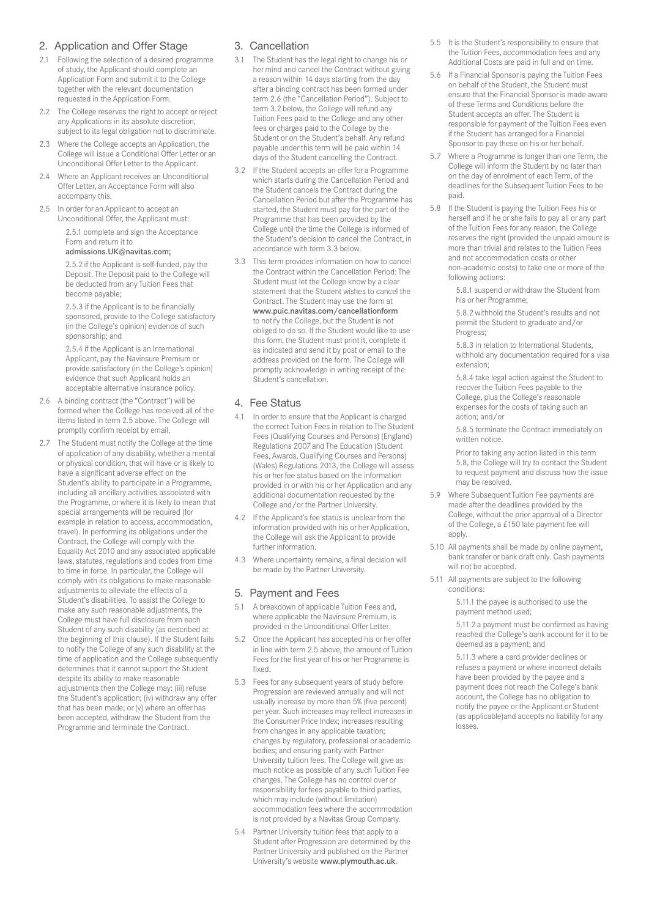## 2. Application and Offer Stage

2.1 Following the selection of a desired programme of study, the Applicant should complete an Application Form and submit it to the College together with the relevant documentation requested in the Application Form.

2.2 The College reserves the right to accept or reject any Applications in its absolute discretion, subject to its legal obligation not to discriminate.

2.3 Where the College accepts an Application, the College will issue a Conditional Offer Letter or an Unconditional Offer Letter to the Applicant.

2.4 Where an Applicant receives an Unconditional Offer Letter, an Acceptance Form will also accompany this.

2.5 In order for an Applicant to accept an Unconditional Offer, the Applicant must:

2.5.1 complete and sign the Acceptance Form and return it to **admissions.UK@navitas.com;**

2.5.2 if the Applicant is self-funded, pay the Deposit. The Deposit paid to the College will be deducted from any Tuition Fees that become payable;

2.5.3 if the Applicant is to be financially sponsored, provide to the College satisfactory (in the College's opinion) evidence of such sponsorship; and

2.5.4 if the Applicant is an International Applicant, pay the Navinsure Premium or provide satisfactory (in the College's opinion) evidence that such Applicant holds an acceptable alternative insurance policy.

2.6 A binding contract (the "Contract") will be formed when the College has received all of the items listed in term 2.5 above. The College will promptly confirm receipt by email.

2.7 The Student must notify the College at the time of application of any disability, whether a mental or physical condition, that will have or is likely to have a significant adverse effect on the Student's ability to participate in a Programme, including all ancillary activities associated with the Programme, or where it is likely to mean that special arrangements will be required (for example in relation to access, accommodation, travel). In performing its obligations under the Contract, the College will comply with the Equality Act 2010 and any associated applicable laws, statutes, regulations and codes from time to time in force. In particular, the College will comply with its obligations to make reasonable adjustments to alleviate the effects of a Student's disabilities. To assist the College to make any such reasonable adjustments, the College must have full disclosure from each Student of any such disability (as described at the beginning of this clause). If the Student fails to notify the College of any such disability at the time of application and the College subsequently determines that it cannot support the Student despite its ability to make reasonable adjustments then the College may: (iii) refuse the Student's application; (iv) withdraw any offer that has been made; or (v) where an offer has been accepted, withdraw the Student from the Programme and terminate the Contract.

## 3. Cancellation

3.1 The Student has the legal right to change his or her mind and cancel the Contract without giving a reason within 14 days starting from the day after a binding contract has been formed under term 2.6 (the "Cancellation Period"). Subject to term 3.2 below, the College will refund any Tuition Fees paid to the College and any other fees or charges paid to the College by the Student or on the Student's behalf. Any refund payable under this term will be paid within 14 days of the Student cancelling the Contract.

3.2 If the Student accepts an offer for a Programme which starts during the Cancellation Period and the Student cancels the Contract during the Cancellation Period but after the Programme has started, the Student must pay for the part of the Programme that has been provided by the College until the time the College is informed of the Student's decision to cancel the Contract, in accordance with term 3.3 below.

3.3 This term provides information on how to cancel the Contract within the Cancellation Period: The Student must let the College know by a clear statement that the Student wishes to cancel the Contract. The Student may use the form at **www.puic.navitas.com/cancellationform** to notify the College, but the Student is not obliged to do so. If the Student would like to use this form, the Student must print it, complete it as indicated and send it by post or email to the address provided on the form. The College will promptly acknowledge in writing receipt of the Student's cancellation.

## 4. Fee Status

4.1 In order to ensure that the Applicant is charged the correct Tuition Fees in relation to The Student Fees (Qualifying Courses and Persons) (England) Regulations 2007 and The Education (Student Fees, Awards, Qualifying Courses and Persons) (Wales) Regulations 2013, the College will assess his or her fee status based on the information provided in or with his or her Application and any additional documentation requested by the College and/or the Partner University.

4.2 If the Applicant's fee status is unclear from the information provided with his or her Application, the College will ask the Applicant to provide further information.

4.3 Where uncertainty remains, a final decision will be made by the Partner University.

## 5. Payment and Fees

5.1 A breakdown of applicable Tuition Fees and, where applicable the Navinsure Premium, is provided in the Unconditional Offer Letter.

5.2 Once the Applicant has accepted his or her offer in line with term 2.5 above, the amount of Tuition Fees for the first year of his or her Programme is fixed.

5.3 Fees for any subsequent years of study before Progression are reviewed annually and will not usually increase by more than 5% (five percent) per year. Such increases may reflect increases in the Consumer Price Index; increases resulting from changes in any applicable taxation; changes by regulatory, professional or academic bodies; and ensuring parity with Partner University tuition fees. The College will give as much notice as possible of any such Tuition Fee changes. The College has no control over or responsibility for fees payable to third parties, which may include (without limitation) accommodation fees where the accommodation is not provided by a Navitas Group Company.

5.4 Partner University tuition fees that apply to a Student after Progression are determined by the Partner University and published on the Partner University's website **www.plymouth.ac.uk.**

5.5 It is the Student's responsibility to ensure that the Tuition Fees, accommodation fees and any Additional Costs are paid in full and on time.

5.6 If a Financial Sponsor is paying the Tuition Fees on behalf of the Student, the Student must ensure that the Financial Sponsor is made aware of these Terms and Conditions before the Student accepts an offer. The Student is responsible for payment of the Tuition Fees even if the Student has arranged for a Financial Sponsor to pay these on his or her behalf.

5.7 Where a Programme is longer than one Term, the College will inform the Student by no later than on the day of enrolment of each Term, of the deadlines for the Subsequent Tuition Fees to be paid.

5.8 If the Student is paying the Tuition Fees his or herself and if he or she fails to pay all or any part of the Tuition Fees for any reason, the College reserves the right (provided the unpaid amount is more than trivial and relates to the Tuition Fees and not accommodation costs or other non-academic costs) to take one or more of the following actions:

5.8.1 suspend or withdraw the Student from his or her Programme;

5.8.2 withhold the Student's results and not permit the Student to graduate and/or Progress;

5.8.3 in relation to International Students, withhold any documentation required for a visa extension;

5.8.4 take legal action against the Student to recover the Tuition Fees payable to the College, plus the College's reasonable expenses for the costs of taking such an action; and/or

5.8.5 terminate the Contract immediately on written notice.

Prior to taking any action listed in this term 5.8, the College will try to contact the Student to request payment and discuss how the issue may be resolved.

5.9 Where Subsequent Tuition Fee payments are made after the deadlines provided by the College, without the prior approval of a Director of the College, a £150 late payment fee will apply.

5.10 All payments shall be made by online payment, bank transfer or bank draft only. Cash payments will not be accepted.

5.11 All payments are subject to the following conditions:

5.11.1 the payee is authorised to use the payment method used;

5.11.2 a payment must be confirmed as having reached the College's bank account for it to be deemed as a payment; and

5.11.3 where a card provider declines or refuses a payment or where incorrect details have been provided by the payee and a payment does not reach the College's bank account, the College has no obligation to notify the payee or the Applicant or Student (as applicable)and accepts no liability for any losses.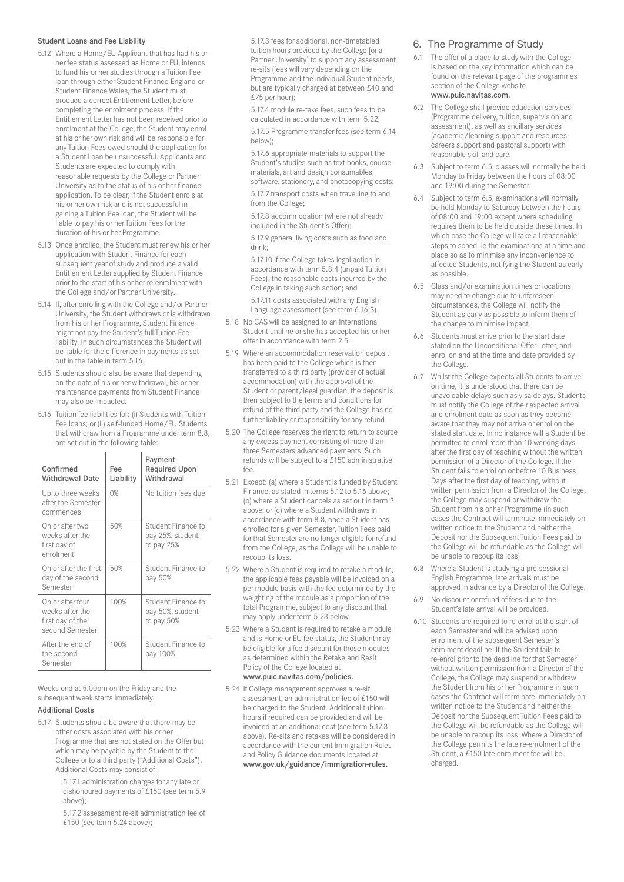### Student Loans and Fee Liability

5.12 Where a Home/EU Applicant that has had his or her fee status assessed as Home or EU, intends to fund his or her studies through a Tuition Fee loan through either Student Finance England or Student Finance Wales, the Student must produce a correct Entitlement Letter, before completing the enrolment process. If the Entitlement Letter has not been received prior to enrolment at the College, the Student may enrol at his or her own risk and will be responsible for any Tuition Fees owed should the application for a Student Loan be unsuccessful. Applicants and Students are expected to comply with reasonable requests by the College or Partner University as to the status of his or her finance application. To be clear, if the Student enrols at his or her own risk and is not successful in gaining a Tuition Fee loan, the Student will be liable to pay his or her Tuition Fees for the duration of his or her Programme.

5.13 Once enrolled, the Student must renew his or her application with Student Finance for each subsequent year of study and produce a valid Entitlement Letter supplied by Student Finance prior to the start of his or her re-enrolment with the College and/or Partner University.

5.14 If, after enrolling with the College and/or Partner University, the Student withdraws or is withdrawn from his or her Programme, Student Finance might not pay the Student's full Tuition Fee liability. In such circumstances the Student will be liable for the difference in payments as set out in the table in term 5.16.

5.15 Students should also be aware that depending on the date of his or her withdrawal, his or her maintenance payments from Student Finance may also be impacted.

5.16 Tuition fee liabilities for: (i) Students with Tuition Fee loans; or (ii) self-funded Home/EU Students that withdraw from a Programme under term 8.8, are set out in the following table:

| Confirmed Withdrawal Date | Fee Liability | Payment Required Upon Withdrawal |
|---|---|---|
| Up to three weeks after the Semester commences | 0% | No tuition fees due |
| On or after two weeks after the first day of enrolment | 50% | Student Finance to pay 25%, student to pay 25% |
| On or after the first day of the second Semester | 50% | Student Finance to pay 50% |
| On or after four weeks after the first day of the second Semester | 100% | Student Finance to pay 50%, student to pay 50% |
| After the end of the second Semester | 100% | Student Finance to pay 100% |

Weeks end at 5.00pm on the Friday and the subsequent week starts immediately.

### Additional Costs

5.17 Students should be aware that there may be other costs associated with his or her Programme that are not stated on the Offer but which may be payable by the Student to the College or to a third party ("Additional Costs"). Additional Costs may consist of:

5.17.1 administration charges for any late or dishonoured payments of £150 (see term 5.9 above);

5.17.2 assessment re-sit administration fee of £150 (see term 5.24 above);

5.17.3 fees for additional, non-timetabled tuition hours provided by the College [or a Partner University] to support any assessment re-sits (fees will vary depending on the Programme and the individual Student needs, but are typically charged at between £40 and £75 per hour);

5.17.4 module re-take fees, such fees to be calculated in accordance with term 5.22;

5.17.5 Programme transfer fees (see term 6.14 below);

5.17.6 appropriate materials to support the Student's studies such as text books, course materials, art and design consumables, software, stationery, and photocopying costs;

5.17.7 transport costs when travelling to and from the College;

5.17.8 accommodation (where not already included in the Student's Offer);

5.17.9 general living costs such as food and drink;

5.17.10 if the College takes legal action in accordance with term 5.8.4 (unpaid Tuition Fees), the reasonable costs incurred by the College in taking such action; and

5.17.11 costs associated with any English Language assessment (see term 6.16.3).

5.18 No CAS will be assigned to an International Student until he or she has accepted his or her offer in accordance with term 2.5.

5.19 Where an accommodation reservation deposit has been paid to the College which is then transferred to a third party (provider of actual accommodation) with the approval of the Student or parent/legal guardian, the deposit is then subject to the terms and conditions for refund of the third party and the College has no further liability or responsibility for any refund.

5.20 The College reserves the right to return to source any excess payment consisting of more than three Semesters advanced payments. Such refunds will be subject to a £150 administrative fee.

5.21 Except: (a) where a Student is funded by Student Finance, as stated in terms 5.12 to 5.16 above; (b) where a Student cancels as set out in term 3 above; or (c) where a Student withdraws in accordance with term 8.8, once a Student has enrolled for a given Semester, Tuition Fees paid for that Semester are no longer eligible for refund from the College, as the College will be unable to recoup its loss.

5.22 Where a Student is required to retake a module, the applicable fees payable will be invoiced on a per module basis with the fee determined by the weighting of the module as a proportion of the total Programme, subject to any discount that may apply under term 5.23 below.

5.23 Where a Student is required to retake a module and is Home or EU fee status, the Student may be eligible for a fee discount for those modules as determined within the Retake and Resit Policy of the College located at **www.puic.navitas.com/policies.**

5.24 If College management approves a re-sit assessment, an administration fee of £150 will be charged to the Student. Additional tuition hours if required can be provided and will be invoiced at an additional cost (see term 5.17.3 above). Re-sits and retakes will be considered in accordance with the current Immigration Rules and Policy Guidance documents located at **www.gov.uk/guidance/immigration-rules.**

## 6. The Programme of Study

6.1 The offer of a place to study with the College is based on the key information which can be found on the relevant page of the programmes section of the College website **www.puic.navitas.com.**

6.2 The College shall provide education services (Programme delivery, tuition, supervision and assessment), as well as ancillary services (academic/learning support and resources, careers support and pastoral support) with reasonable skill and care.

6.3 Subject to term 6.5, classes will normally be held Monday to Friday between the hours of 08:00 and 19:00 during the Semester.

6.4 Subject to term 6.5, examinations will normally be held Monday to Saturday between the hours of 08:00 and 19:00 except where scheduling requires them to be held outside these times. In which case the College will take all reasonable steps to schedule the examinations at a time and place so as to minimise any inconvenience to affected Students, notifying the Student as early as possible.

6.5 Class and/or examination times or locations may need to change due to unforeseen circumstances, the College will notify the Student as early as possible to inform them of the change to minimise impact.

6.6 Students must arrive prior to the start date stated on the Unconditional Offer Letter, and enrol on and at the time and date provided by the College.

6.7 Whilst the College expects all Students to arrive on time, it is understood that there can be unavoidable delays such as visa delays. Students must notify the College of their expected arrival and enrolment date as soon as they become aware that they may not arrive or enrol on the stated start date. In no instance will a Student be permitted to enrol more than 10 working days after the first day of teaching without the written permission of a Director of the College. If the Student fails to enrol on or before 10 Business Days after the first day of teaching, without written permission from a Director of the College, the College may suspend or withdraw the Student from his or her Programme (in such cases the Contract will terminate immediately on written notice to the Student and neither the Deposit nor the Subsequent Tuition Fees paid to the College will be refundable as the College will be unable to recoup its loss)

6.8 Where a Student is studying a pre-sessional English Programme, late arrivals must be approved in advance by a Director of the College.

6.9 No discount or refund of fees due to the Student's late arrival will be provided.

6.10 Students are required to re-enrol at the start of each Semester and will be advised upon enrolment of the subsequent Semester's enrolment deadline. If the Student fails to re-enrol prior to the deadline for that Semester without written permission from a Director of the College, the College may suspend or withdraw the Student from his or her Programme in such cases the Contract will terminate immediately on written notice to the Student and neither the Deposit nor the Subsequent Tuition Fees paid to the College will be refundable as the College will be unable to recoup its loss. Where a Director of the College permits the late re-enrolment of the Student, a £150 late enrolment fee will be charged.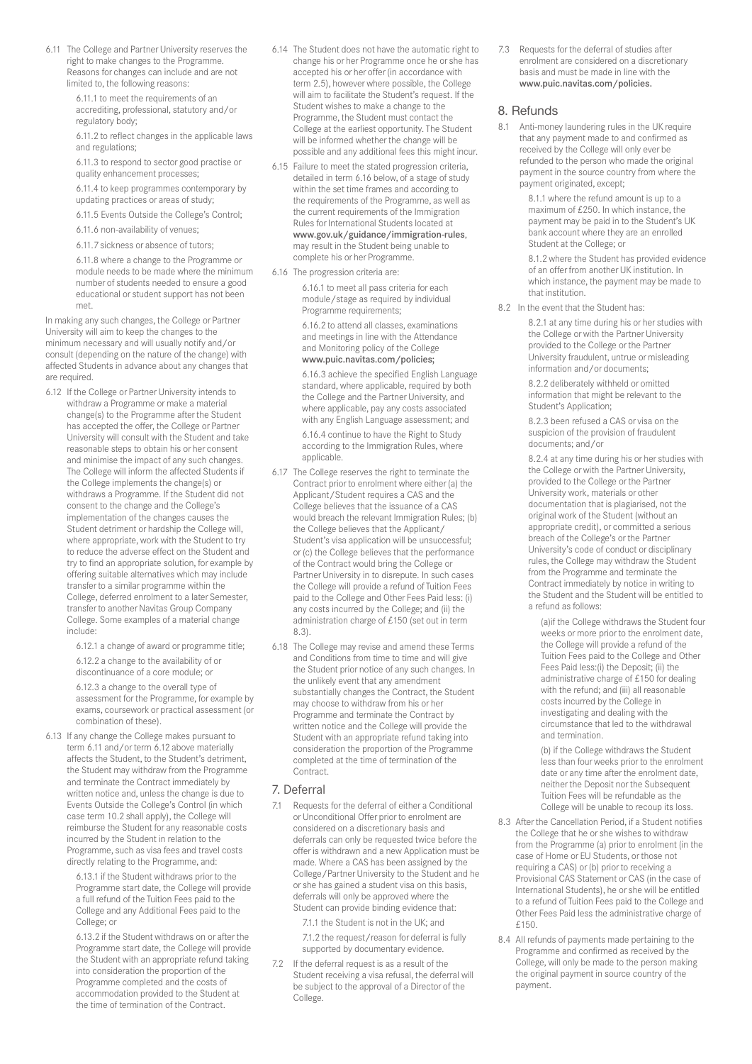6.11 The College and Partner University reserves the right to make changes to the Programme. Reasons for changes can include and are not limited to, the following reasons:

6.11.1 to meet the requirements of an accrediting, professional, statutory and/or regulatory body;

6.11.2 to reflect changes in the applicable laws and regulations;

6.11.3 to respond to sector good practise or quality enhancement processes;

6.11.4 to keep programmes contemporary by updating practices or areas of study;

6.11.5 Events Outside the College's Control;

6.11.6 non-availability of venues;

6.11.7 sickness or absence of tutors;

6.11.8 where a change to the Programme or module needs to be made where the minimum number of students needed to ensure a good educational or student support has not been met.

In making any such changes, the College or Partner University will aim to keep the changes to the minimum necessary and will usually notify and/or consult (depending on the nature of the change) with affected Students in advance about any changes that are required.

6.12 If the College or Partner University intends to withdraw a Programme or make a material change(s) to the Programme after the Student has accepted the offer, the College or Partner University will consult with the Student and take reasonable steps to obtain his or her consent and minimise the impact of any such changes. The College will inform the affected Students if the College implements the change(s) or withdraws a Programme. If the Student did not consent to the change and the College's implementation of the changes causes the Student detriment or hardship the College will, where appropriate, work with the Student to try to reduce the adverse effect on the Student and try to find an appropriate solution, for example by offering suitable alternatives which may include transfer to a similar programme within the College, deferred enrolment to a later Semester, transfer to another Navitas Group Company College. Some examples of a material change include:

6.12.1 a change of award or programme title;

6.12.2 a change to the availability of or discontinuance of a core module; or

6.12.3 a change to the overall type of assessment for the Programme, for example by exams, coursework or practical assessment (or combination of these).

6.13 If any change the College makes pursuant to term 6.11 and/or term 6.12 above materially affects the Student, to the Student's detriment, the Student may withdraw from the Programme and terminate the Contract immediately by written notice and, unless the change is due to Events Outside the College's Control (in which case term 10.2 shall apply), the College will reimburse the Student for any reasonable costs incurred by the Student in relation to the Programme, such as visa fees and travel costs directly relating to the Programme, and:

6.13.1 if the Student withdraws prior to the Programme start date, the College will provide a full refund of the Tuition Fees paid to the College and any Additional Fees paid to the College; or

6.13.2 if the Student withdraws on or after the Programme start date, the College will provide the Student with an appropriate refund taking into consideration the proportion of the Programme completed and the costs of accommodation provided to the Student at the time of termination of the Contract.

6.14 The Student does not have the automatic right to change his or her Programme once he or she has accepted his or her offer (in accordance with term 2.5), however where possible, the College will aim to facilitate the Student's request. If the Student wishes to make a change to the Programme, the Student must contact the College at the earliest opportunity. The Student will be informed whether the change will be possible and any additional fees this might incur.

6.15 Failure to meet the stated progression criteria, detailed in term 6.16 below, of a stage of study within the set time frames and according to the requirements of the Programme, as well as the current requirements of the Immigration Rules for International Students located at **www.gov.uk/guidance/immigration-rules**, may result in the Student being unable to complete his or her Programme.

6.16 The progression criteria are:

6.16.1 to meet all pass criteria for each module/stage as required by individual Programme requirements;

6.16.2 to attend all classes, examinations and meetings in line with the Attendance and Monitoring policy of the College **www.puic.navitas.com/policies;**

6.16.3 achieve the specified English Language standard, where applicable, required by both the College and the Partner University, and where applicable, pay any costs associated with any English Language assessment; and

6.16.4 continue to have the Right to Study according to the Immigration Rules, where applicable.

6.17 The College reserves the right to terminate the Contract prior to enrolment where either (a) the Applicant/Student requires a CAS and the College believes that the issuance of a CAS would breach the relevant Immigration Rules; (b) the College believes that the Applicant/Student's visa application will be unsuccessful; or (c) the College believes that the performance of the Contract would bring the College or Partner University in to disrepute. In such cases the College will provide a refund of Tuition Fees paid to the College and Other Fees Paid less: (i) any costs incurred by the College; and (ii) the administration charge of £150 (set out in term 8.3).

6.18 The College may revise and amend these Terms and Conditions from time to time and will give the Student prior notice of any such changes. In the unlikely event that any amendment substantially changes the Contract, the Student may choose to withdraw from his or her Programme and terminate the Contract by written notice and the College will provide the Student with an appropriate refund taking into consideration the proportion of the Programme completed at the time of termination of the Contract.

## 7. Deferral

7.1 Requests for the deferral of either a Conditional or Unconditional Offer prior to enrolment are considered on a discretionary basis and deferrals can only be requested twice before the offer is withdrawn and a new Application must be made. Where a CAS has been assigned by the College/Partner University to the Student and he or she has gained a student visa on this basis, deferrals will only be approved where the Student can provide binding evidence that:

7.1.1 the Student is not in the UK; and

7.1.2 the request/reason for deferral is fully supported by documentary evidence.

7.2 If the deferral request is as a result of the Student receiving a visa refusal, the deferral will be subject to the approval of a Director of the College.

7.3 Requests for the deferral of studies after enrolment are considered on a discretionary basis and must be made in line with the **www.puic.navitas.com/policies.**

## 8. Refunds

8.1 Anti-money laundering rules in the UK require that any payment made to and confirmed as received by the College will only ever be refunded to the person who made the original payment in the source country from where the payment originated, except;

8.1.1 where the refund amount is up to a maximum of £250. In which instance, the payment may be paid in to the Student's UK bank account where they are an enrolled Student at the College; or

8.1.2 where the Student has provided evidence of an offer from another UK institution. In which instance, the payment may be made to that institution.

8.2 In the event that the Student has:

8.2.1 at any time during his or her studies with the College or with the Partner University provided to the College or the Partner University fraudulent, untrue or misleading information and/or documents;

8.2.2 deliberately withheld or omitted information that might be relevant to the Student's Application;

8.2.3 been refused a CAS or visa on the suspicion of the provision of fraudulent documents; and/or

8.2.4 at any time during his or her studies with the College or with the Partner University, provided to the College or the Partner University work, materials or other documentation that is plagiarised, not the original work of the Student (without an appropriate credit), or committed a serious breach of the College's or the Partner University's code of conduct or disciplinary rules, the College may withdraw the Student from the Programme and terminate the Contract immediately by notice in writing to the Student and the Student will be entitled to a refund as follows:

(a)if the College withdraws the Student four weeks or more prior to the enrolment date, the College will provide a refund of the Tuition Fees paid to the College and Other Fees Paid less:(i) the Deposit; (ii) the administrative charge of £150 for dealing with the refund; and (iii) all reasonable costs incurred by the College in investigating and dealing with the circumstance that led to the withdrawal and termination.

(b) if the College withdraws the Student less than four weeks prior to the enrolment date or any time after the enrolment date, neither the Deposit nor the Subsequent Tuition Fees will be refundable as the College will be unable to recoup its loss.

8.3 After the Cancellation Period, if a Student notifies the College that he or she wishes to withdraw from the Programme (a) prior to enrolment (in the case of Home or EU Students, or those not requiring a CAS) or (b) prior to receiving a Provisional CAS Statement or CAS (in the case of International Students), he or she will be entitled to a refund of Tuition Fees paid to the College and Other Fees Paid less the administrative charge of £150.

8.4 All refunds of payments made pertaining to the Programme and confirmed as received by the College, will only be made to the person making the original payment in source country of the payment.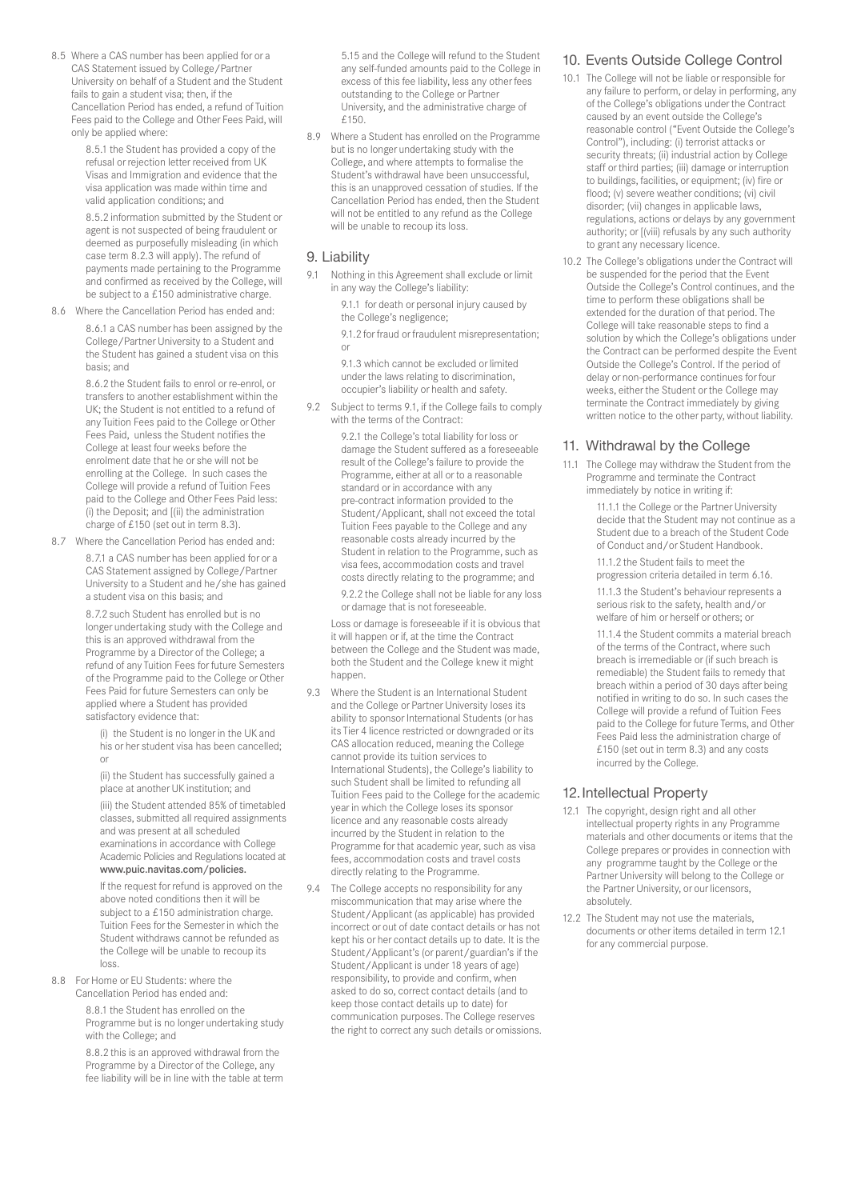8.5 Where a CAS number has been applied for or a CAS Statement issued by College/Partner University on behalf of a Student and the Student fails to gain a student visa; then, if the Cancellation Period has ended, a refund of Tuition Fees paid to the College and Other Fees Paid, will only be applied where:

8.5.1 the Student has provided a copy of the refusal or rejection letter received from UK Visas and Immigration and evidence that the visa application was made within time and valid application conditions; and

8.5.2 information submitted by the Student or agent is not suspected of being fraudulent or deemed as purposefully misleading (in which case term 8.2.3 will apply). The refund of payments made pertaining to the Programme and confirmed as received by the College, will be subject to a £150 administrative charge.

8.6 Where the Cancellation Period has ended and:

8.6.1 a CAS number has been assigned by the College/Partner University to a Student and the Student has gained a student visa on this basis; and

8.6.2 the Student fails to enrol or re-enrol, or transfers to another establishment within the UK; the Student is not entitled to a refund of any Tuition Fees paid to the College or Other Fees Paid, unless the Student notifies the College at least four weeks before the enrolment date that he or she will not be enrolling at the College. In such cases the College will provide a refund of Tuition Fees paid to the College and Other Fees Paid less: (i) the Deposit; and [(ii) the administration charge of £150 (set out in term 8.3).

8.7 Where the Cancellation Period has ended and:

8.7.1 a CAS number has been applied for or a CAS Statement assigned by College/Partner University to a Student and he/she has gained a student visa on this basis; and

8.7.2 such Student has enrolled but is no longer undertaking study with the College and this is an approved withdrawal from the Programme by a Director of the College; a refund of any Tuition Fees for future Semesters of the Programme paid to the College or Other Fees Paid for future Semesters can only be applied where a Student has provided satisfactory evidence that:

(i) the Student is no longer in the UK and his or her student visa has been cancelled; or

(ii) the Student has successfully gained a place at another UK institution; and

(iii) the Student attended 85% of timetabled classes, submitted all required assignments and was present at all scheduled examinations in accordance with College Academic Policies and Regulations located at **www.puic.navitas.com/policies.**

If the request for refund is approved on the above noted conditions then it will be subject to a £150 administration charge. Tuition Fees for the Semester in which the Student withdraws cannot be refunded as the College will be unable to recoup its loss.

8.8 For Home or EU Students: where the Cancellation Period has ended and:

8.8.1 the Student has enrolled on the Programme but is no longer undertaking study with the College; and

8.8.2 this is an approved withdrawal from the Programme by a Director of the College, any fee liability will be in line with the table at term 5.15 and the College will refund to the Student any self-funded amounts paid to the College in excess of this fee liability, less any other fees outstanding to the College or Partner University, and the administrative charge of £150.

8.9 Where a Student has enrolled on the Programme but is no longer undertaking study with the College, and where attempts to formalise the Student's withdrawal have been unsuccessful, this is an unapproved cessation of studies. If the Cancellation Period has ended, then the Student will not be entitled to any refund as the College will be unable to recoup its loss.

## 9. Liability

9.1 Nothing in this Agreement shall exclude or limit in any way the College's liability:

9.1.1 for death or personal injury caused by the College's negligence;

9.1.2 for fraud or fraudulent misrepresentation; or

9.1.3 which cannot be excluded or limited under the laws relating to discrimination, occupier's liability or health and safety.

9.2 Subject to terms 9.1, if the College fails to comply with the terms of the Contract:

9.2.1 the College's total liability for loss or damage the Student suffered as a foreseeable result of the College's failure to provide the Programme, either at all or to a reasonable standard or in accordance with any pre-contract information provided to the Student/Applicant, shall not exceed the total Tuition Fees payable to the College and any reasonable costs already incurred by the Student in relation to the Programme, such as visa fees, accommodation costs and travel costs directly relating to the programme; and

9.2.2 the College shall not be liable for any loss or damage that is not foreseeable.

Loss or damage is foreseeable if it is obvious that it will happen or if, at the time the Contract between the College and the Student was made, both the Student and the College knew it might happen.

9.3 Where the Student is an International Student and the College or Partner University loses its ability to sponsor International Students (or has its Tier 4 licence restricted or downgraded or its CAS allocation reduced, meaning the College cannot provide its tuition services to International Students), the College's liability to such Student shall be limited to refunding all Tuition Fees paid to the College for the academic year in which the College loses its sponsor licence and any reasonable costs already incurred by the Student in relation to the Programme for that academic year, such as visa fees, accommodation costs and travel costs directly relating to the Programme.

9.4 The College accepts no responsibility for any miscommunication that may arise where the Student/Applicant (as applicable) has provided incorrect or out of date contact details or has not kept his or her contact details up to date. It is the Student/Applicant's (or parent/guardian's if the Student/Applicant is under 18 years of age) responsibility, to provide and confirm, when asked to do so, correct contact details (and to keep those contact details up to date) for communication purposes. The College reserves the right to correct any such details or omissions.

## 10. Events Outside College Control

10.1 The College will not be liable or responsible for any failure to perform, or delay in performing, any of the College's obligations under the Contract caused by an event outside the College's reasonable control ("Event Outside the College's Control"), including: (i) terrorist attacks or security threats; (ii) industrial action by College staff or third parties; (iii) damage or interruption to buildings, facilities, or equipment; (iv) fire or flood; (v) severe weather conditions; (vi) civil disorder; (vii) changes in applicable laws, regulations, actions or delays by any government authority; or [(viii) refusals by any such authority to grant any necessary licence.

10.2 The College's obligations under the Contract will be suspended for the period that the Event Outside the College's Control continues, and the time to perform these obligations shall be extended for the duration of that period. The College will take reasonable steps to find a solution by which the College's obligations under the Contract can be performed despite the Event Outside the College's Control. If the period of delay or non-performance continues for four weeks, either the Student or the College may terminate the Contract immediately by giving written notice to the other party, without liability.

## 11. Withdrawal by the College

11.1 The College may withdraw the Student from the Programme and terminate the Contract immediately by notice in writing if:

11.1.1 the College or the Partner University decide that the Student may not continue as a Student due to a breach of the Student Code of Conduct and/or Student Handbook.

11.1.2 the Student fails to meet the progression criteria detailed in term 6.16.

11.1.3 the Student's behaviour represents a serious risk to the safety, health and/or welfare of him or herself or others; or

11.1.4 the Student commits a material breach of the terms of the Contract, where such breach is irremediable or (if such breach is remediable) the Student fails to remedy that breach within a period of 30 days after being notified in writing to do so. In such cases the College will provide a refund of Tuition Fees paid to the College for future Terms, and Other Fees Paid less the administration charge of £150 (set out in term 8.3) and any costs incurred by the College.

## 12. Intellectual Property

12.1 The copyright, design right and all other intellectual property rights in any Programme materials and other documents or items that the College prepares or provides in connection with any programme taught by the College or the Partner University will belong to the College or the Partner University, or our licensors, absolutely.

12.2 The Student may not use the materials, documents or other items detailed in term 12.1 for any commercial purpose.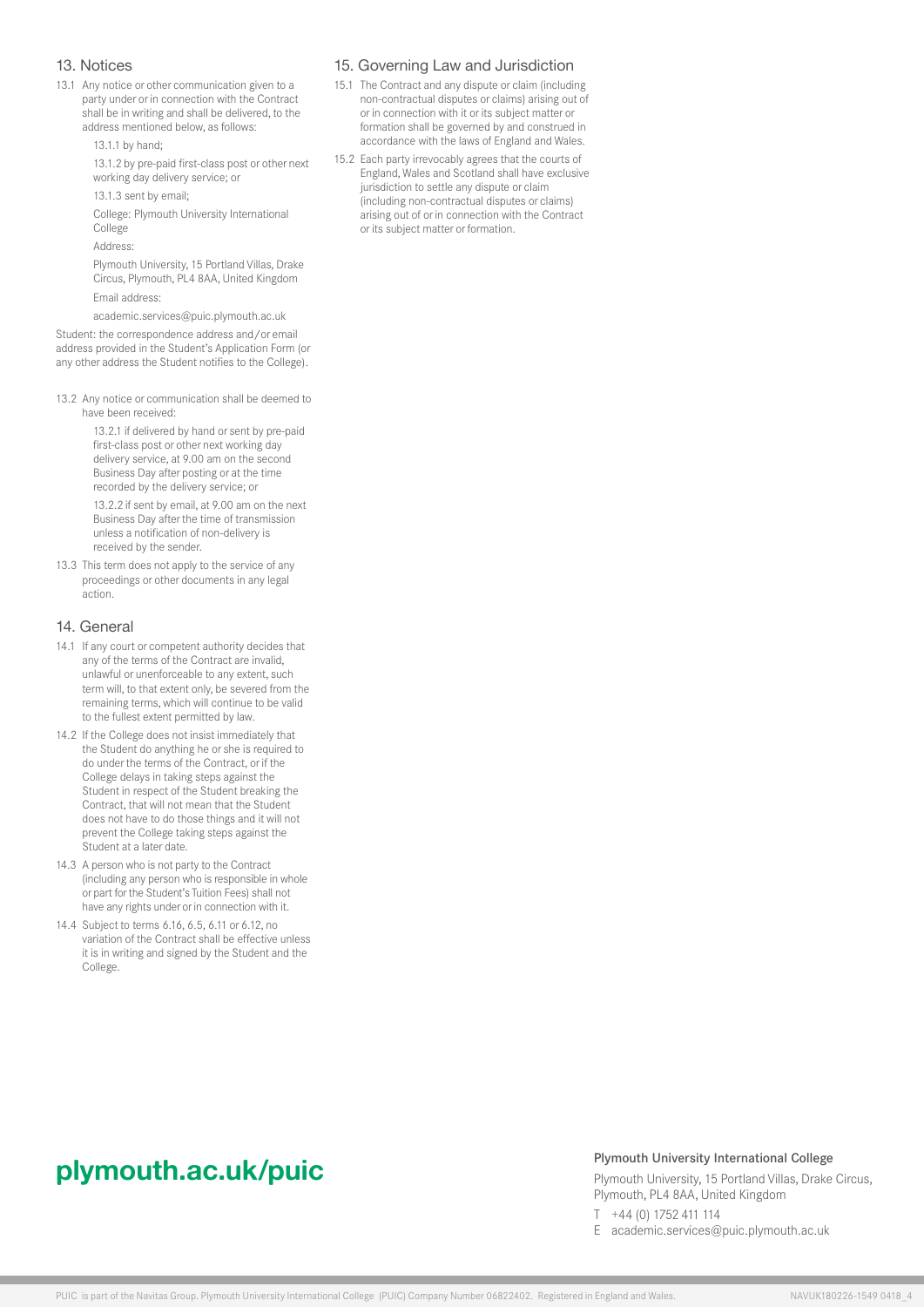## 13. Notices

13.1 Any notice or other communication given to a party under or in connection with the Contract shall be in writing and shall be delivered, to the address mentioned below, as follows:

13.1.1 by hand;

13.1.2 by pre-paid first-class post or other next working day delivery service; or

13.1.3 sent by email;

College: Plymouth University International College

Address:

Plymouth University, 15 Portland Villas, Drake Circus, Plymouth, PL4 8AA, United Kingdom

Email address:

academic.services@puic.plymouth.ac.uk

Student: the correspondence address and/or email address provided in the Student's Application Form (or any other address the Student notifies to the College).

13.2 Any notice or communication shall be deemed to have been received:

13.2.1 if delivered by hand or sent by pre-paid first-class post or other next working day delivery service, at 9.00 am on the second Business Day after posting or at the time recorded by the delivery service; or

13.2.2 if sent by email, at 9.00 am on the next Business Day after the time of transmission unless a notification of non-delivery is received by the sender.

13.3 This term does not apply to the service of any proceedings or other documents in any legal action.

## 14. General

14.1 If any court or competent authority decides that any of the terms of the Contract are invalid, unlawful or unenforceable to any extent, such term will, to that extent only, be severed from the remaining terms, which will continue to be valid to the fullest extent permitted by law.

14.2 If the College does not insist immediately that the Student do anything he or she is required to do under the terms of the Contract, or if the College delays in taking steps against the Student in respect of the Student breaking the Contract, that will not mean that the Student does not have to do those things and it will not prevent the College taking steps against the Student at a later date.

14.3 A person who is not party to the Contract (including any person who is responsible in whole or part for the Student's Tuition Fees) shall not have any rights under or in connection with it.

14.4 Subject to terms 6.16, 6.5, 6.11 or 6.12, no variation of the Contract shall be effective unless it is in writing and signed by the Student and the College.

## 15. Governing Law and Jurisdiction

15.1 The Contract and any dispute or claim (including non-contractual disputes or claims) arising out of or in connection with it or its subject matter or formation shall be governed by and construed in accordance with the laws of England and Wales.

15.2 Each party irrevocably agrees that the courts of England, Wales and Scotland shall have exclusive jurisdiction to settle any dispute or claim (including non-contractual disputes or claims) arising out of or in connection with the Contract or its subject matter or formation.

**plymouth.ac.uk/puic**

**Plymouth University International College**

Plymouth University, 15 Portland Villas, Drake Circus, Plymouth, PL4 8AA, United Kingdom

T +44 (0) 1752 411 114

E academic.services@puic.plymouth.ac.uk

PUIC is part of the Navitas Group. Plymouth University International College (PUIC) Company Number 06822402. Registered in England and Wales. NAVUK180226-1549 0418_4